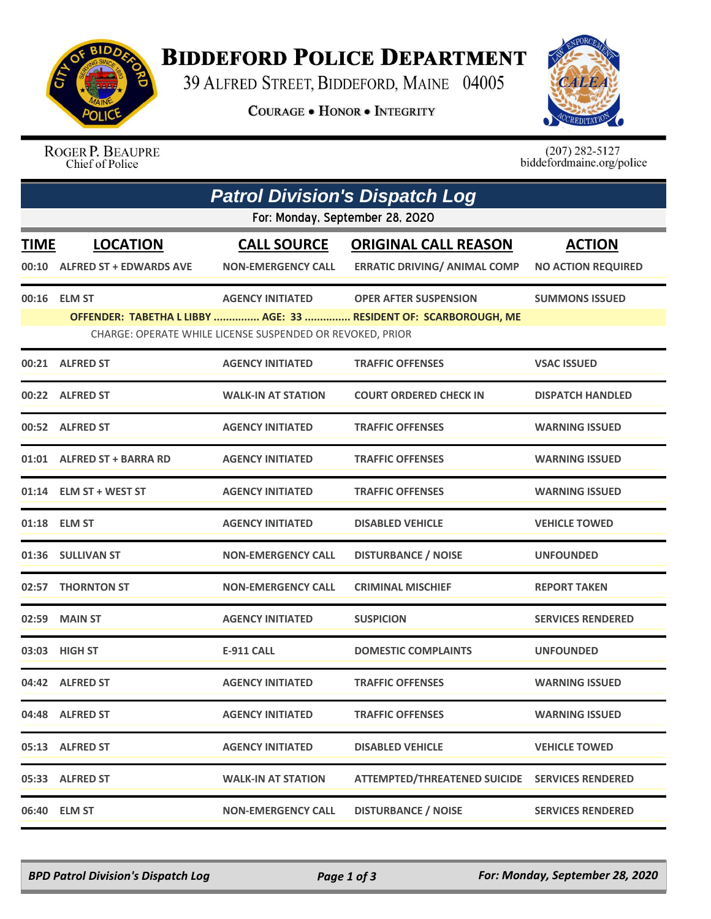# Biddeford Police Department

39 Alfred Street, Biddeford, Maine 04005

**Courage • Honor • Integrity**

Roger P. Beaupre
Chief of Police

(207) 282-5127
biddefordmaine.org/police

## Patrol Division's Dispatch Log

For: Monday, September 28, 2020

| TIME | LOCATION | CALL SOURCE | ORIGINAL CALL REASON | ACTION |
|---|---|---|---|---|
| 00:10 | ALFRED ST + EDWARDS AVE | NON-EMERGENCY CALL | ERRATIC DRIVING/ ANIMAL COMP | NO ACTION REQUIRED |
| 00:16 | ELM ST | AGENCY INITIATED | OPER AFTER SUSPENSION | SUMMONS ISSUED |
| | OFFENDER: TABETHA L LIBBY ............... AGE: 33 ............... RESIDENT OF: SCARBOROUGH, ME | | | |
| | CHARGE: OPERATE WHILE LICENSE SUSPENDED OR REVOKED, PRIOR | | | |
| 00:21 | ALFRED ST | AGENCY INITIATED | TRAFFIC OFFENSES | VSAC ISSUED |
| 00:22 | ALFRED ST | WALK-IN AT STATION | COURT ORDERED CHECK IN | DISPATCH HANDLED |
| 00:52 | ALFRED ST | AGENCY INITIATED | TRAFFIC OFFENSES | WARNING ISSUED |
| 01:01 | ALFRED ST + BARRA RD | AGENCY INITIATED | TRAFFIC OFFENSES | WARNING ISSUED |
| 01:14 | ELM ST + WEST ST | AGENCY INITIATED | TRAFFIC OFFENSES | WARNING ISSUED |
| 01:18 | ELM ST | AGENCY INITIATED | DISABLED VEHICLE | VEHICLE TOWED |
| 01:36 | SULLIVAN ST | NON-EMERGENCY CALL | DISTURBANCE / NOISE | UNFOUNDED |
| 02:57 | THORNTON ST | NON-EMERGENCY CALL | CRIMINAL MISCHIEF | REPORT TAKEN |
| 02:59 | MAIN ST | AGENCY INITIATED | SUSPICION | SERVICES RENDERED |
| 03:03 | HIGH ST | E-911 CALL | DOMESTIC COMPLAINTS | UNFOUNDED |
| 04:42 | ALFRED ST | AGENCY INITIATED | TRAFFIC OFFENSES | WARNING ISSUED |
| 04:48 | ALFRED ST | AGENCY INITIATED | TRAFFIC OFFENSES | WARNING ISSUED |
| 05:13 | ALFRED ST | AGENCY INITIATED | DISABLED VEHICLE | VEHICLE TOWED |
| 05:33 | ALFRED ST | WALK-IN AT STATION | ATTEMPTED/THREATENED SUICIDE | SERVICES RENDERED |
| 06:40 | ELM ST | NON-EMERGENCY CALL | DISTURBANCE / NOISE | SERVICES RENDERED |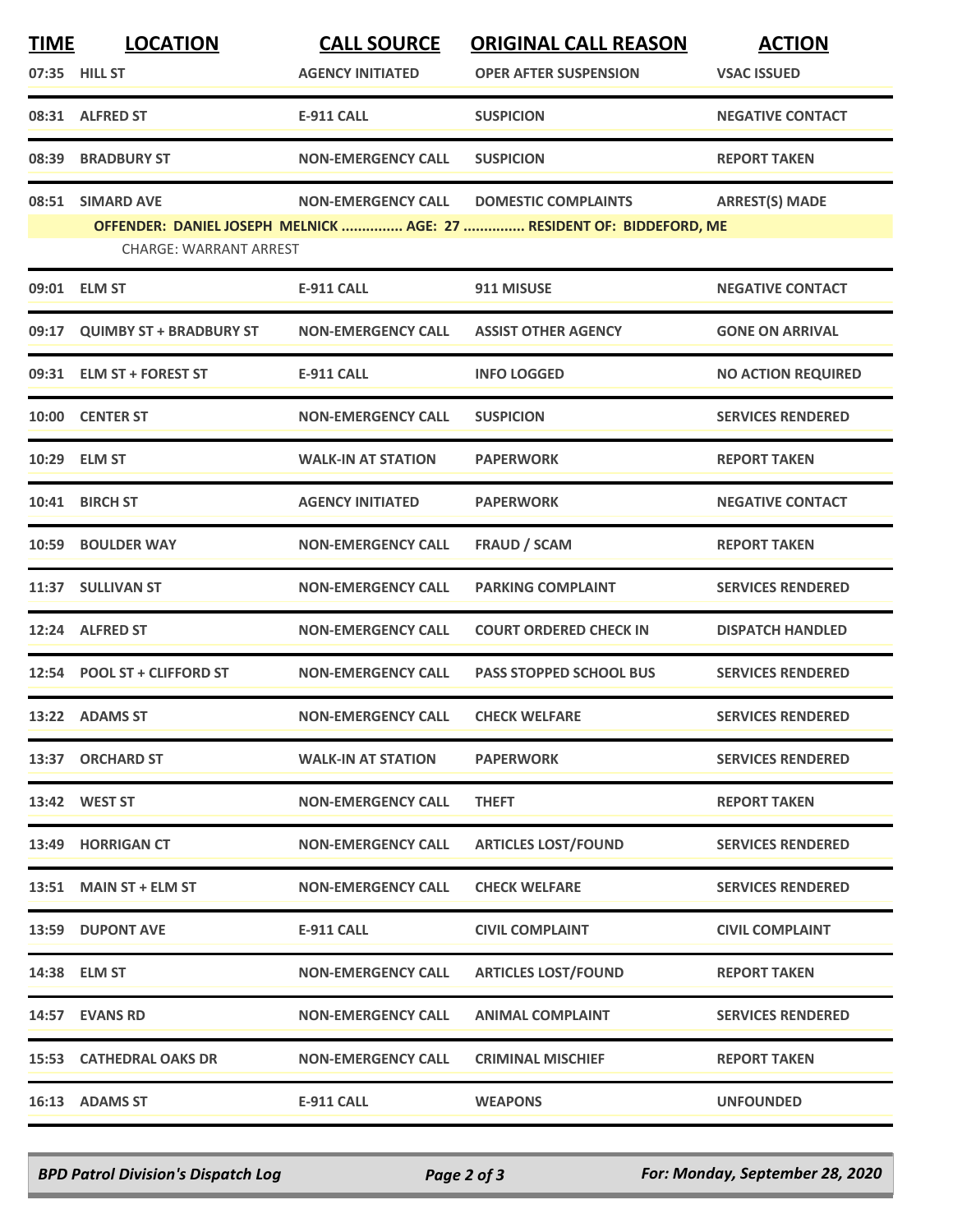| TIME | LOCATION | CALL SOURCE | ORIGINAL CALL REASON | ACTION |
|---|---|---|---|---|
| 07:35 | HILL ST | AGENCY INITIATED | OPER AFTER SUSPENSION | VSAC ISSUED |
| 08:31 | ALFRED ST | E-911 CALL | SUSPICION | NEGATIVE CONTACT |
| 08:39 | BRADBURY ST | NON-EMERGENCY CALL | SUSPICION | REPORT TAKEN |
| 08:51 | SIMARD AVE | NON-EMERGENCY CALL | DOMESTIC COMPLAINTS | ARREST(S) MADE |
| OFFENDER: DANIEL JOSEPH MELNICK ............... AGE: 27 ............... RESIDENT OF: BIDDEFORD, ME | | | | |
| CHARGE: WARRANT ARREST | | | | |
| 09:01 | ELM ST | E-911 CALL | 911 MISUSE | NEGATIVE CONTACT |
| 09:17 | QUIMBY ST + BRADBURY ST | NON-EMERGENCY CALL | ASSIST OTHER AGENCY | GONE ON ARRIVAL |
| 09:31 | ELM ST + FOREST ST | E-911 CALL | INFO LOGGED | NO ACTION REQUIRED |
| 10:00 | CENTER ST | NON-EMERGENCY CALL | SUSPICION | SERVICES RENDERED |
| 10:29 | ELM ST | WALK-IN AT STATION | PAPERWORK | REPORT TAKEN |
| 10:41 | BIRCH ST | AGENCY INITIATED | PAPERWORK | NEGATIVE CONTACT |
| 10:59 | BOULDER WAY | NON-EMERGENCY CALL | FRAUD / SCAM | REPORT TAKEN |
| 11:37 | SULLIVAN ST | NON-EMERGENCY CALL | PARKING COMPLAINT | SERVICES RENDERED |
| 12:24 | ALFRED ST | NON-EMERGENCY CALL | COURT ORDERED CHECK IN | DISPATCH HANDLED |
| 12:54 | POOL ST + CLIFFORD ST | NON-EMERGENCY CALL | PASS STOPPED SCHOOL BUS | SERVICES RENDERED |
| 13:22 | ADAMS ST | NON-EMERGENCY CALL | CHECK WELFARE | SERVICES RENDERED |
| 13:37 | ORCHARD ST | WALK-IN AT STATION | PAPERWORK | SERVICES RENDERED |
| 13:42 | WEST ST | NON-EMERGENCY CALL | THEFT | REPORT TAKEN |
| 13:49 | HORRIGAN CT | NON-EMERGENCY CALL | ARTICLES LOST/FOUND | SERVICES RENDERED |
| 13:51 | MAIN ST + ELM ST | NON-EMERGENCY CALL | CHECK WELFARE | SERVICES RENDERED |
| 13:59 | DUPONT AVE | E-911 CALL | CIVIL COMPLAINT | CIVIL COMPLAINT |
| 14:38 | ELM ST | NON-EMERGENCY CALL | ARTICLES LOST/FOUND | REPORT TAKEN |
| 14:57 | EVANS RD | NON-EMERGENCY CALL | ANIMAL COMPLAINT | SERVICES RENDERED |
| 15:53 | CATHEDRAL OAKS DR | NON-EMERGENCY CALL | CRIMINAL MISCHIEF | REPORT TAKEN |
| 16:13 | ADAMS ST | E-911 CALL | WEAPONS | UNFOUNDED |

*BPD Patrol Division's Dispatch Log* — *For: Monday, September 28, 2020*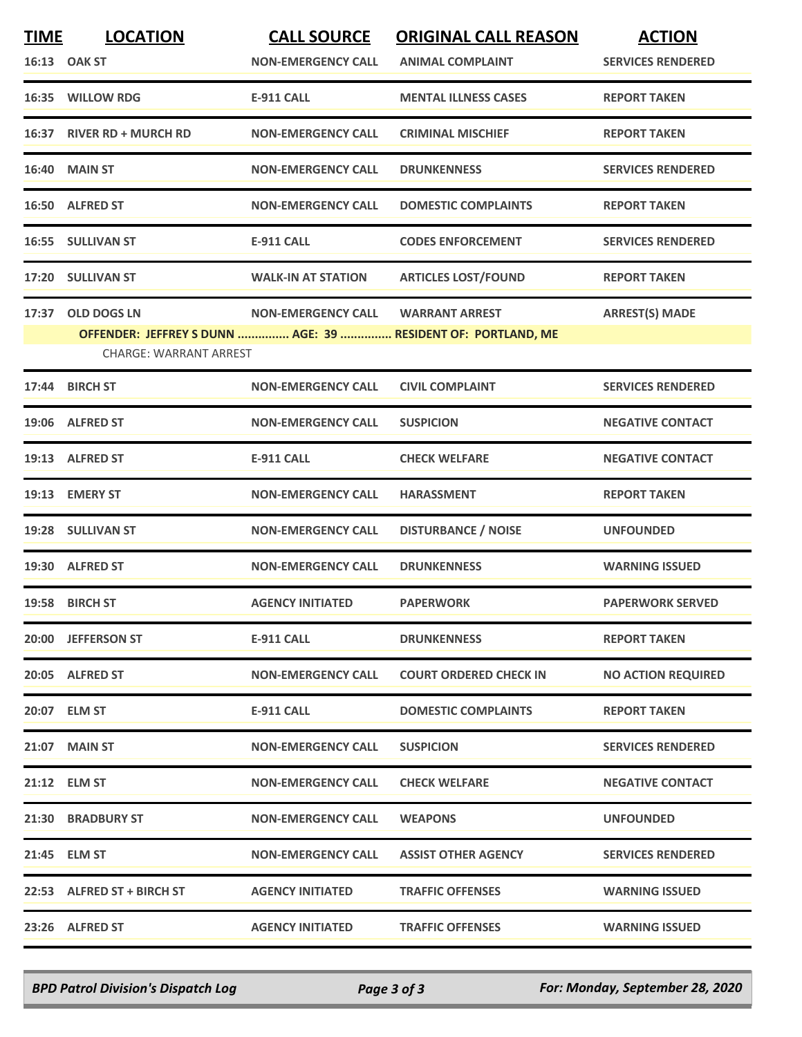| TIME | LOCATION | CALL SOURCE | ORIGINAL CALL REASON | ACTION |
|---|---|---|---|---|
| 16:13 | OAK ST | NON-EMERGENCY CALL | ANIMAL COMPLAINT | SERVICES RENDERED |
| 16:35 | WILLOW RDG | E-911 CALL | MENTAL ILLNESS CASES | REPORT TAKEN |
| 16:37 | RIVER RD + MURCH RD | NON-EMERGENCY CALL | CRIMINAL MISCHIEF | REPORT TAKEN |
| 16:40 | MAIN ST | NON-EMERGENCY CALL | DRUNKENNESS | SERVICES RENDERED |
| 16:50 | ALFRED ST | NON-EMERGENCY CALL | DOMESTIC COMPLAINTS | REPORT TAKEN |
| 16:55 | SULLIVAN ST | E-911 CALL | CODES ENFORCEMENT | SERVICES RENDERED |
| 17:20 | SULLIVAN ST | WALK-IN AT STATION | ARTICLES LOST/FOUND | REPORT TAKEN |
| 17:37 | OLD DOGS LN | NON-EMERGENCY CALL | WARRANT ARREST | ARREST(S) MADE |
| | OFFENDER: JEFFREY S DUNN ............... AGE: 39 ............... RESIDENT OF: PORTLAND, ME | | | |
| | CHARGE: WARRANT ARREST | | | |
| 17:44 | BIRCH ST | NON-EMERGENCY CALL | CIVIL COMPLAINT | SERVICES RENDERED |
| 19:06 | ALFRED ST | NON-EMERGENCY CALL | SUSPICION | NEGATIVE CONTACT |
| 19:13 | ALFRED ST | E-911 CALL | CHECK WELFARE | NEGATIVE CONTACT |
| 19:13 | EMERY ST | NON-EMERGENCY CALL | HARASSMENT | REPORT TAKEN |
| 19:28 | SULLIVAN ST | NON-EMERGENCY CALL | DISTURBANCE / NOISE | UNFOUNDED |
| 19:30 | ALFRED ST | NON-EMERGENCY CALL | DRUNKENNESS | WARNING ISSUED |
| 19:58 | BIRCH ST | AGENCY INITIATED | PAPERWORK | PAPERWORK SERVED |
| 20:00 | JEFFERSON ST | E-911 CALL | DRUNKENNESS | REPORT TAKEN |
| 20:05 | ALFRED ST | NON-EMERGENCY CALL | COURT ORDERED CHECK IN | NO ACTION REQUIRED |
| 20:07 | ELM ST | E-911 CALL | DOMESTIC COMPLAINTS | REPORT TAKEN |
| 21:07 | MAIN ST | NON-EMERGENCY CALL | SUSPICION | SERVICES RENDERED |
| 21:12 | ELM ST | NON-EMERGENCY CALL | CHECK WELFARE | NEGATIVE CONTACT |
| 21:30 | BRADBURY ST | NON-EMERGENCY CALL | WEAPONS | UNFOUNDED |
| 21:45 | ELM ST | NON-EMERGENCY CALL | ASSIST OTHER AGENCY | SERVICES RENDERED |
| 22:53 | ALFRED ST + BIRCH ST | AGENCY INITIATED | TRAFFIC OFFENSES | WARNING ISSUED |
| 23:26 | ALFRED ST | AGENCY INITIATED | TRAFFIC OFFENSES | WARNING ISSUED |